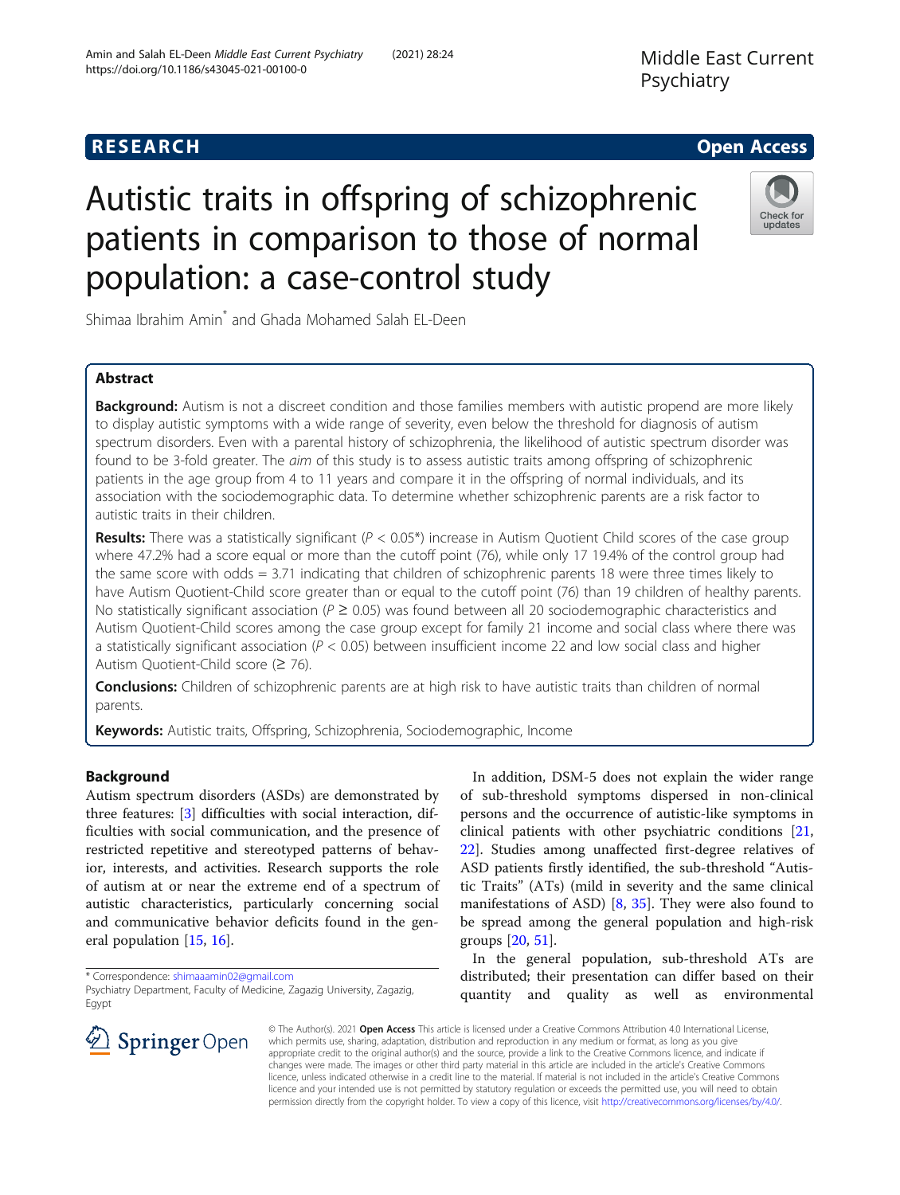# Autistic traits in offspring of schizophrenic patients in comparison to those of normal population: a case-control study

Shimaa Ibrahim Amin* and Ghada Mohamed Salah EL-Deen

## Abstract

**Background:** Autism is not a discreet condition and those families members with autistic propend are more likely to display autistic symptoms with a wide range of severity, even below the threshold for diagnosis of autism spectrum disorders. Even with a parental history of schizophrenia, the likelihood of autistic spectrum disorder was found to be 3-fold greater. The *aim* of this study is to assess autistic traits among offspring of schizophrenic patients in the age group from 4 to 11 years and compare it in the offspring of normal individuals, and its association with the sociodemographic data. To determine whether schizophrenic parents are a risk factor to autistic traits in their children.

**Results:** There was a statistically significant ($P < 0.05$*) increase in Autism Quotient Child scores of the case group where 47.2% had a score equal or more than the cutoff point (76), while only 17 19.4% of the control group had the same score with odds = 3.71 indicating that children of schizophrenic parents 18 were three times likely to have Autism Quotient-Child score greater than or equal to the cutoff point (76) than 19 children of healthy parents. No statistically significant association ($P \geq 0.05$) was found between all 20 sociodemographic characteristics and Autism Quotient-Child scores among the case group except for family 21 income and social class where there was a statistically significant association ($P < 0.05$) between insufficient income 22 and low social class and higher Autism Quotient-Child score ($\geq 76$).

**Conclusions:** Children of schizophrenic parents are at high risk to have autistic traits than children of normal parents.

**Keywords:** Autistic traits, Offspring, Schizophrenia, Sociodemographic, Income

## Background

Autism spectrum disorders (ASDs) are demonstrated by three features: [3] difficulties with social interaction, difficulties with social communication, and the presence of restricted repetitive and stereotyped patterns of behavior, interests, and activities. Research supports the role of autism at or near the extreme end of a spectrum of autistic characteristics, particularly concerning social and communicative behavior deficits found in the general population [15, 16].

In addition, DSM-5 does not explain the wider range of sub-threshold symptoms dispersed in non-clinical persons and the occurrence of autistic-like symptoms in clinical patients with other psychiatric conditions [21, 22]. Studies among unaffected first-degree relatives of ASD patients firstly identified, the sub-threshold "Autistic Traits" (ATs) (mild in severity and the same clinical manifestations of ASD) [8, 35]. They were also found to be spread among the general population and high-risk groups [20, 51].

In the general population, sub-threshold ATs are distributed; their presentation can differ based on their quantity and quality as well as environmental

\* Correspondence: shimaaamin02@gmail.com
Psychiatry Department, Faculty of Medicine, Zagazig University, Zagazig, Egypt

© The Author(s). 2021 **Open Access** This article is licensed under a Creative Commons Attribution 4.0 International License, which permits use, sharing, adaptation, distribution and reproduction in any medium or format, as long as you give appropriate credit to the original author(s) and the source, provide a link to the Creative Commons licence, and indicate if changes were made. The images or other third party material in this article are included in the article's Creative Commons licence, unless indicated otherwise in a credit line to the material. If material is not included in the article's Creative Commons licence and your intended use is not permitted by statutory regulation or exceeds the permitted use, you will need to obtain permission directly from the copyright holder. To view a copy of this licence, visit http://creativecommons.org/licenses/by/4.0/.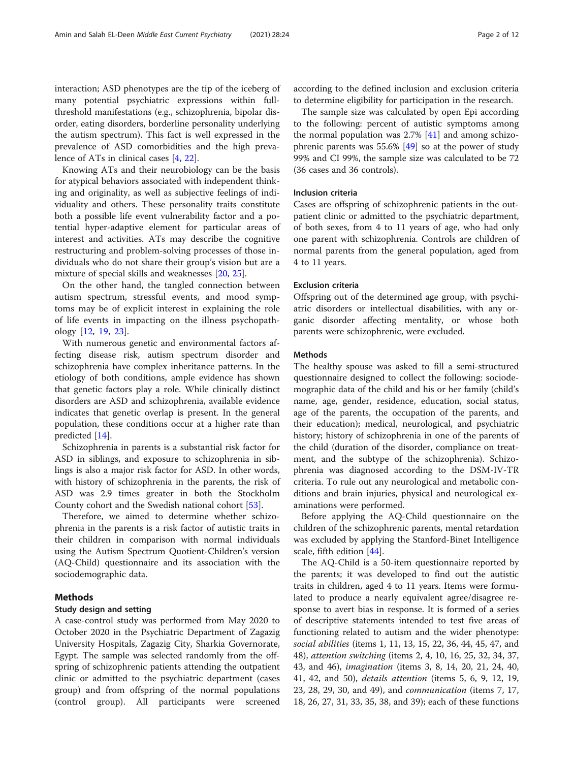interaction; ASD phenotypes are the tip of the iceberg of many potential psychiatric expressions within full-threshold manifestations (e.g., schizophrenia, bipolar disorder, eating disorders, borderline personality underlying the autism spectrum). This fact is well expressed in the prevalence of ASD comorbidities and the high prevalence of ATs in clinical cases [4, 22].

Knowing ATs and their neurobiology can be the basis for atypical behaviors associated with independent thinking and originality, as well as subjective feelings of individuality and others. These personality traits constitute both a possible life event vulnerability factor and a potential hyper-adaptive element for particular areas of interest and activities. ATs may describe the cognitive restructuring and problem-solving processes of those individuals who do not share their group's vision but are a mixture of special skills and weaknesses [20, 25].

On the other hand, the tangled connection between autism spectrum, stressful events, and mood symptoms may be of explicit interest in explaining the role of life events in impacting on the illness psychopathology [12, 19, 23].

With numerous genetic and environmental factors affecting disease risk, autism spectrum disorder and schizophrenia have complex inheritance patterns. In the etiology of both conditions, ample evidence has shown that genetic factors play a role. While clinically distinct disorders are ASD and schizophrenia, available evidence indicates that genetic overlap is present. In the general population, these conditions occur at a higher rate than predicted [14].

Schizophrenia in parents is a substantial risk factor for ASD in siblings, and exposure to schizophrenia in siblings is also a major risk factor for ASD. In other words, with history of schizophrenia in the parents, the risk of ASD was 2.9 times greater in both the Stockholm County cohort and the Swedish national cohort [53].

Therefore, we aimed to determine whether schizophrenia in the parents is a risk factor of autistic traits in their children in comparison with normal individuals using the Autism Spectrum Quotient-Children's version (AQ-Child) questionnaire and its association with the sociodemographic data.

## Methods

### Study design and setting

A case-control study was performed from May 2020 to October 2020 in the Psychiatric Department of Zagazig University Hospitals, Zagazig City, Sharkia Governorate, Egypt. The sample was selected randomly from the offspring of schizophrenic patients attending the outpatient clinic or admitted to the psychiatric department (cases group) and from offspring of the normal populations (control group). All participants were screened according to the defined inclusion and exclusion criteria to determine eligibility for participation in the research.

The sample size was calculated by open Epi according to the following: percent of autistic symptoms among the normal population was 2.7% [41] and among schizophrenic parents was 55.6% [49] so at the power of study 99% and CI 99%, the sample size was calculated to be 72 (36 cases and 36 controls).

### Inclusion criteria

Cases are offspring of schizophrenic patients in the outpatient clinic or admitted to the psychiatric department, of both sexes, from 4 to 11 years of age, who had only one parent with schizophrenia. Controls are children of normal parents from the general population, aged from 4 to 11 years.

### Exclusion criteria

Offspring out of the determined age group, with psychiatric disorders or intellectual disabilities, with any organic disorder affecting mentality, or whose both parents were schizophrenic, were excluded.

### Methods

The healthy spouse was asked to fill a semi-structured questionnaire designed to collect the following: sociodemographic data of the child and his or her family (child's name, age, gender, residence, education, social status, age of the parents, the occupation of the parents, and their education); medical, neurological, and psychiatric history; history of schizophrenia in one of the parents of the child (duration of the disorder, compliance on treatment, and the subtype of the schizophrenia). Schizophrenia was diagnosed according to the DSM-IV-TR criteria. To rule out any neurological and metabolic conditions and brain injuries, physical and neurological examinations were performed.

Before applying the AQ-Child questionnaire on the children of the schizophrenic parents, mental retardation was excluded by applying the Stanford-Binet Intelligence scale, fifth edition [44].

The AQ-Child is a 50-item questionnaire reported by the parents; it was developed to find out the autistic traits in children, aged 4 to 11 years. Items were formulated to produce a nearly equivalent agree/disagree response to avert bias in response. It is formed of a series of descriptive statements intended to test five areas of functioning related to autism and the wider phenotype: *social abilities* (items 1, 11, 13, 15, 22, 36, 44, 45, 47, and 48), *attention switching* (items 2, 4, 10, 16, 25, 32, 34, 37, 43, and 46), *imagination* (items 3, 8, 14, 20, 21, 24, 40, 41, 42, and 50), *details attention* (items 5, 6, 9, 12, 19, 23, 28, 29, 30, and 49), and *communication* (items 7, 17, 18, 26, 27, 31, 33, 35, 38, and 39); each of these functions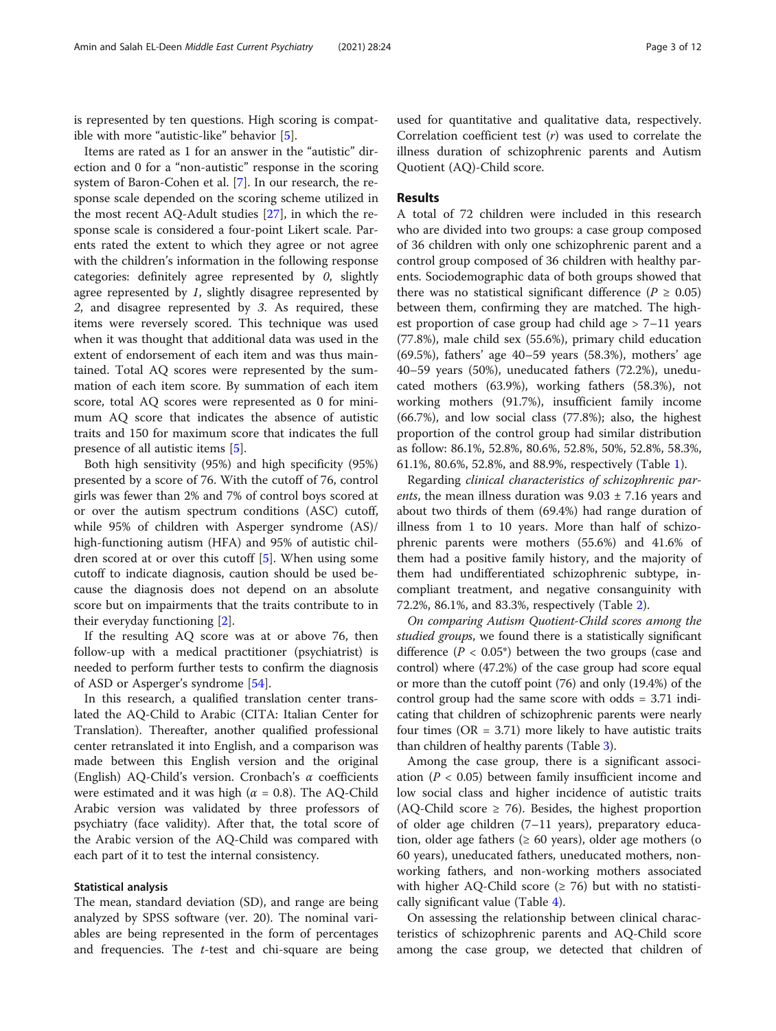is represented by ten questions. High scoring is compatible with more "autistic-like" behavior [5].

Items are rated as 1 for an answer in the "autistic" direction and 0 for a "non-autistic" response in the scoring system of Baron-Cohen et al. [7]. In our research, the response scale depended on the scoring scheme utilized in the most recent AQ-Adult studies [27], in which the response scale is considered a four-point Likert scale. Parents rated the extent to which they agree or not agree with the children's information in the following response categories: definitely agree represented by *0*, slightly agree represented by *1*, slightly disagree represented by *2*, and disagree represented by *3*. As required, these items were reversely scored. This technique was used when it was thought that additional data was used in the extent of endorsement of each item and was thus maintained. Total AQ scores were represented by the summation of each item score. By summation of each item score, total AQ scores were represented as 0 for minimum AQ score that indicates the absence of autistic traits and 150 for maximum score that indicates the full presence of all autistic items [5].

Both high sensitivity (95%) and high specificity (95%) presented by a score of 76. With the cutoff of 76, control girls was fewer than 2% and 7% of control boys scored at or over the autism spectrum conditions (ASC) cutoff, while 95% of children with Asperger syndrome (AS)/high-functioning autism (HFA) and 95% of autistic children scored at or over this cutoff [5]. When using some cutoff to indicate diagnosis, caution should be used because the diagnosis does not depend on an absolute score but on impairments that the traits contribute to in their everyday functioning [2].

If the resulting AQ score was at or above 76, then follow-up with a medical practitioner (psychiatrist) is needed to perform further tests to confirm the diagnosis of ASD or Asperger's syndrome [54].

In this research, a qualified translation center translated the AQ-Child to Arabic (CITA: Italian Center for Translation). Thereafter, another qualified professional center retranslated it into English, and a comparison was made between this English version and the original (English) AQ-Child's version. Cronbach's $\alpha$ coefficients were estimated and it was high ($\alpha$ = 0.8). The AQ-Child Arabic version was validated by three professors of psychiatry (face validity). After that, the total score of the Arabic version of the AQ-Child was compared with each part of it to test the internal consistency.

### Statistical analysis

The mean, standard deviation (SD), and range are being analyzed by SPSS software (ver. 20). The nominal variables are being represented in the form of percentages and frequencies. The *t*-test and chi-square are being used for quantitative and qualitative data, respectively. Correlation coefficient test (*r*) was used to correlate the illness duration of schizophrenic parents and Autism Quotient (AQ)-Child score.

## Results

A total of 72 children were included in this research who are divided into two groups: a case group composed of 36 children with only one schizophrenic parent and a control group composed of 36 children with healthy parents. Sociodemographic data of both groups showed that there was no statistical significant difference ($P \geq 0.05$) between them, confirming they are matched. The highest proportion of case group had child age > 7–11 years (77.8%), male child sex (55.6%), primary child education (69.5%), fathers' age 40–59 years (58.3%), mothers' age 40–59 years (50%), uneducated fathers (72.2%), uneducated mothers (63.9%), working fathers (58.3%), not working mothers (91.7%), insufficient family income (66.7%), and low social class (77.8%); also, the highest proportion of the control group had similar distribution as follow: 86.1%, 52.8%, 80.6%, 52.8%, 50%, 52.8%, 58.3%, 61.1%, 80.6%, 52.8%, and 88.9%, respectively (Table 1).

Regarding *clinical characteristics of schizophrenic parents*, the mean illness duration was 9.03 ± 7.16 years and about two thirds of them (69.4%) had range duration of illness from 1 to 10 years. More than half of schizophrenic parents were mothers (55.6%) and 41.6% of them had a positive family history, and the majority of them had undifferentiated schizophrenic subtype, incompliant treatment, and negative consanguinity with 72.2%, 86.1%, and 83.3%, respectively (Table 2).

*On comparing Autism Quotient-Child scores among the studied groups*, we found there is a statistically significant difference ($P < 0.05^*$) between the two groups (case and control) where (47.2%) of the case group had score equal or more than the cutoff point (76) and only (19.4%) of the control group had the same score with odds = 3.71 indicating that children of schizophrenic parents were nearly four times (OR = 3.71) more likely to have autistic traits than children of healthy parents (Table 3).

Among the case group, there is a significant association ($P < 0.05$) between family insufficient income and low social class and higher incidence of autistic traits (AQ-Child score ≥ 76). Besides, the highest proportion of older age children (7–11 years), preparatory education, older age fathers (≥ 60 years), older age mothers (o 60 years), uneducated fathers, uneducated mothers, non-working fathers, and non-working mothers associated with higher AQ-Child score (≥ 76) but with no statistically significant value (Table 4).

On assessing the relationship between clinical characteristics of schizophrenic parents and AQ-Child score among the case group, we detected that children of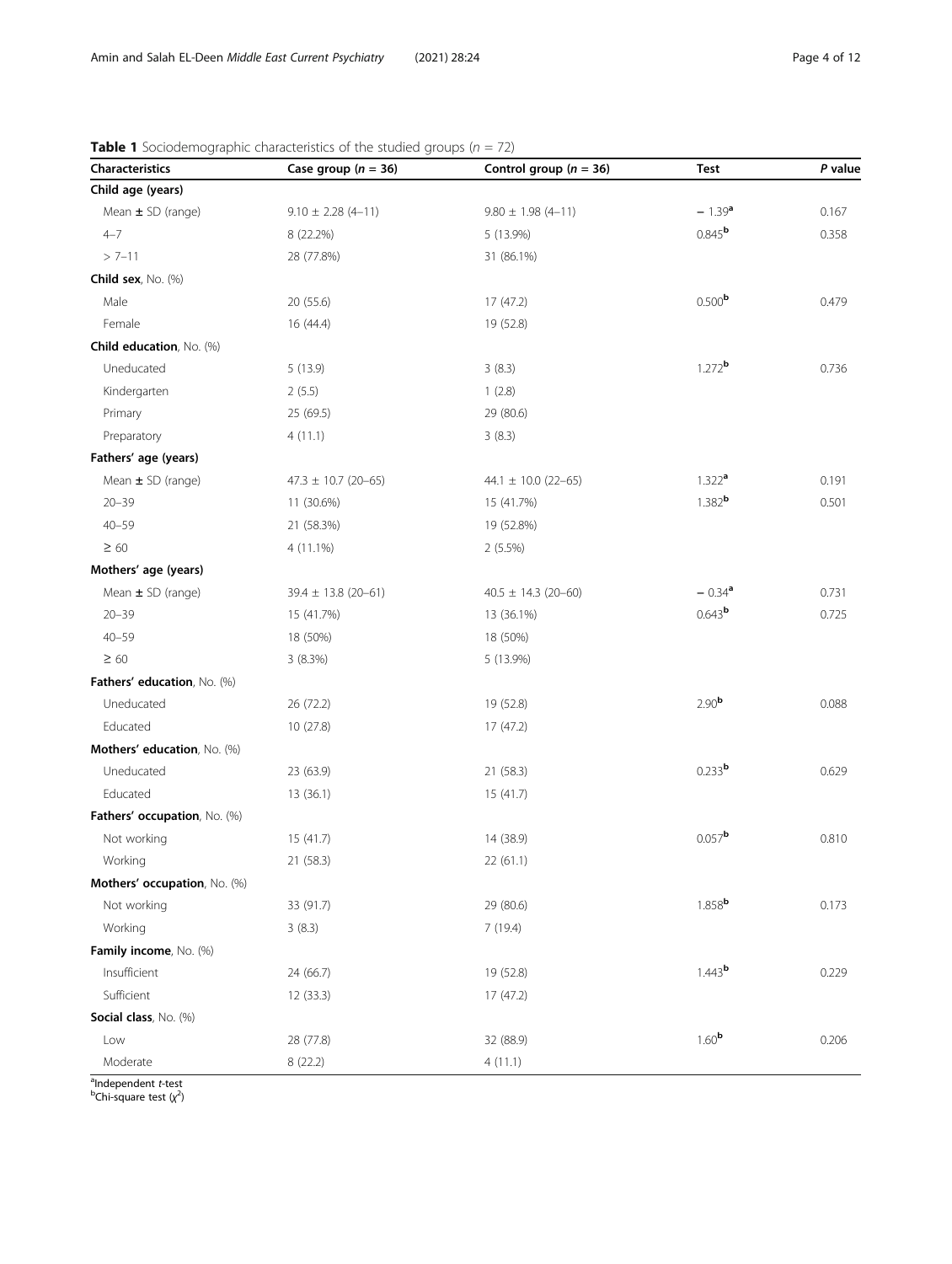**Table 1** Sociodemographic characteristics of the studied groups ($n$ = 72)

| Characteristics | Case group ($n$ = 36) | Control group ($n$ = 36) | Test | *P* value |
|---|---|---|---|---|
| **Child age (years)** | | | | |
| Mean ± SD (range) | 9.10 ± 2.28 (4–11) | 9.80 ± 1.98 (4–11) | − 1.39[a] | 0.167 |
| 4–7 | 8 (22.2%) | 5 (13.9%) | 0.845[b] | 0.358 |
| > 7–11 | 28 (77.8%) | 31 (86.1%) | | |
| **Child sex**, No. (%) | | | | |
| Male | 20 (55.6) | 17 (47.2) | 0.500[b] | 0.479 |
| Female | 16 (44.4) | 19 (52.8) | | |
| **Child education**, No. (%) | | | | |
| Uneducated | 5 (13.9) | 3 (8.3) | 1.272[b] | 0.736 |
| Kindergarten | 2 (5.5) | 1 (2.8) | | |
| Primary | 25 (69.5) | 29 (80.6) | | |
| Preparatory | 4 (11.1) | 3 (8.3) | | |
| **Fathers' age (years)** | | | | |
| Mean ± SD (range) | 47.3 ± 10.7 (20–65) | 44.1 ± 10.0 (22–65) | 1.322[a] | 0.191 |
| 20–39 | 11 (30.6%) | 15 (41.7%) | 1.382[b] | 0.501 |
| 40–59 | 21 (58.3%) | 19 (52.8%) | | |
| ≥ 60 | 4 (11.1%) | 2 (5.5%) | | |
| **Mothers' age (years)** | | | | |
| Mean ± SD (range) | 39.4 ± 13.8 (20–61) | 40.5 ± 14.3 (20–60) | − 0.34[a] | 0.731 |
| 20–39 | 15 (41.7%) | 13 (36.1%) | 0.643[b] | 0.725 |
| 40–59 | 18 (50%) | 18 (50%) | | |
| ≥ 60 | 3 (8.3%) | 5 (13.9%) | | |
| **Fathers' education**, No. (%) | | | | |
| Uneducated | 26 (72.2) | 19 (52.8) | 2.90[b] | 0.088 |
| Educated | 10 (27.8) | 17 (47.2) | | |
| **Mothers' education**, No. (%) | | | | |
| Uneducated | 23 (63.9) | 21 (58.3) | 0.233[b] | 0.629 |
| Educated | 13 (36.1) | 15 (41.7) | | |
| **Fathers' occupation**, No. (%) | | | | |
| Not working | 15 (41.7) | 14 (38.9) | 0.057[b] | 0.810 |
| Working | 21 (58.3) | 22 (61.1) | | |
| **Mothers' occupation**, No. (%) | | | | |
| Not working | 33 (91.7) | 29 (80.6) | 1.858[b] | 0.173 |
| Working | 3 (8.3) | 7 (19.4) | | |
| **Family income**, No. (%) | | | | |
| Insufficient | 24 (66.7) | 19 (52.8) | 1.443[b] | 0.229 |
| Sufficient | 12 (33.3) | 17 (47.2) | | |
| **Social class**, No. (%) | | | | |
| Low | 28 (77.8) | 32 (88.9) | 1.60[b] | 0.206 |
| Moderate | 8 (22.2) | 4 (11.1) | | |

[a]Independent *t*-test
[b]Chi-square test ($\chi^2$)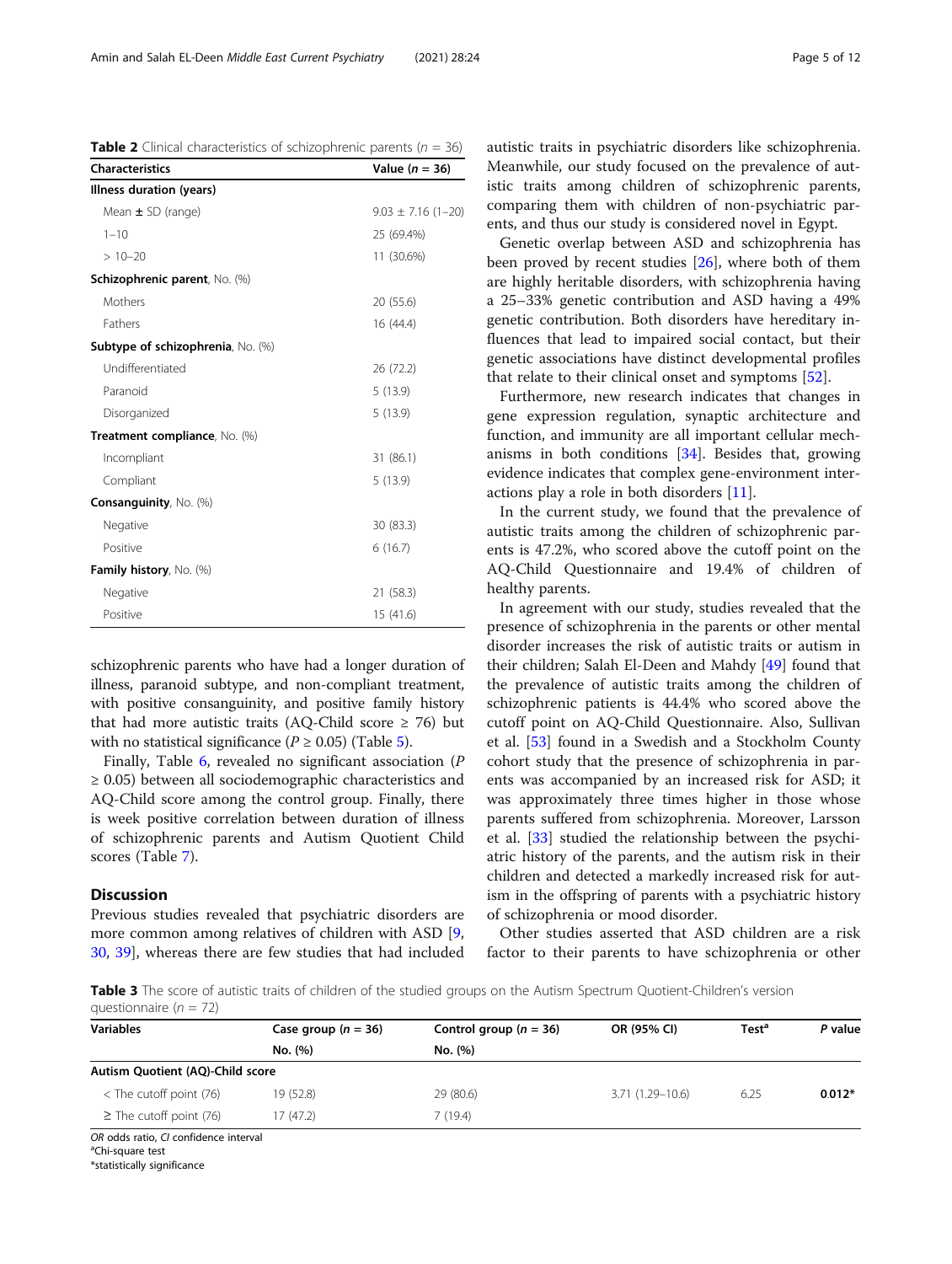**Table 2** Clinical characteristics of schizophrenic parents ($n$ = 36)

| Characteristics | Value ($n$ = 36) |
|---|---|
| **Illness duration (years)** | |
| Mean ± SD (range) | 9.03 ± 7.16 (1–20) |
| 1–10 | 25 (69.4%) |
| > 10–20 | 11 (30.6%) |
| **Schizophrenic parent**, No. (%) | |
| Mothers | 20 (55.6) |
| Fathers | 16 (44.4) |
| **Subtype of schizophrenia**, No. (%) | |
| Undifferentiated | 26 (72.2) |
| Paranoid | 5 (13.9) |
| Disorganized | 5 (13.9) |
| **Treatment compliance**, No. (%) | |
| Incompliant | 31 (86.1) |
| Compliant | 5 (13.9) |
| **Consanguinity**, No. (%) | |
| Negative | 30 (83.3) |
| Positive | 6 (16.7) |
| **Family history**, No. (%) | |
| Negative | 21 (58.3) |
| Positive | 15 (41.6) |

schizophrenic parents who have had a longer duration of illness, paranoid subtype, and non-compliant treatment, with positive consanguinity, and positive family history that had more autistic traits (AQ-Child score ≥ 76) but with no statistical significance ($P \geq 0.05$) (Table 5).

Finally, Table 6, revealed no significant association ($P \geq 0.05$) between all sociodemographic characteristics and AQ-Child score among the control group. Finally, there is week positive correlation between duration of illness of schizophrenic parents and Autism Quotient Child scores (Table 7).

## Discussion

Previous studies revealed that psychiatric disorders are more common among relatives of children with ASD [9, 30, 39], whereas there are few studies that had included autistic traits in psychiatric disorders like schizophrenia. Meanwhile, our study focused on the prevalence of autistic traits among children of schizophrenic parents, comparing them with children of non-psychiatric parents, and thus our study is considered novel in Egypt.

Genetic overlap between ASD and schizophrenia has been proved by recent studies [26], where both of them are highly heritable disorders, with schizophrenia having a 25–33% genetic contribution and ASD having a 49% genetic contribution. Both disorders have hereditary influences that lead to impaired social contact, but their genetic associations have distinct developmental profiles that relate to their clinical onset and symptoms [52].

Furthermore, new research indicates that changes in gene expression regulation, synaptic architecture and function, and immunity are all important cellular mechanisms in both conditions [34]. Besides that, growing evidence indicates that complex gene-environment interactions play a role in both disorders [11].

In the current study, we found that the prevalence of autistic traits among the children of schizophrenic parents is 47.2%, who scored above the cutoff point on the AQ-Child Questionnaire and 19.4% of children of healthy parents.

In agreement with our study, studies revealed that the presence of schizophrenia in the parents or other mental disorder increases the risk of autistic traits or autism in their children; Salah El-Deen and Mahdy [49] found that the prevalence of autistic traits among the children of schizophrenic patients is 44.4% who scored above the cutoff point on AQ-Child Questionnaire. Also, Sullivan et al. [53] found in a Swedish and a Stockholm County cohort study that the presence of schizophrenia in parents was accompanied by an increased risk for ASD; it was approximately three times higher in those whose parents suffered from schizophrenia. Moreover, Larsson et al. [33] studied the relationship between the psychiatric history of the parents, and the autism risk in their children and detected a markedly increased risk for autism in the offspring of parents with a psychiatric history of schizophrenia or mood disorder.

Other studies asserted that ASD children are a risk factor to their parents to have schizophrenia or other

**Table 3** The score of autistic traits of children of the studied groups on the Autism Spectrum Quotient-Children's version questionnaire ($n$ = 72)

| Variables | Case group ($n$ = 36) | Control group ($n$ = 36) | OR (95% CI) | Test[a] | P value |
|---|---|---|---|---|---|
| | No. (%) | No. (%) | | | |
| **Autism Quotient (AQ)-Child score** | | | | | |
| < The cutoff point (76) | 19 (52.8) | 29 (80.6) | 3.71 (1.29–10.6) | 6.25 | **0.012*** |
| ≥ The cutoff point (76) | 17 (47.2) | 7 (19.4) | | | |

*OR* odds ratio, *CI* confidence interval
[a]Chi-square test
*statistically significance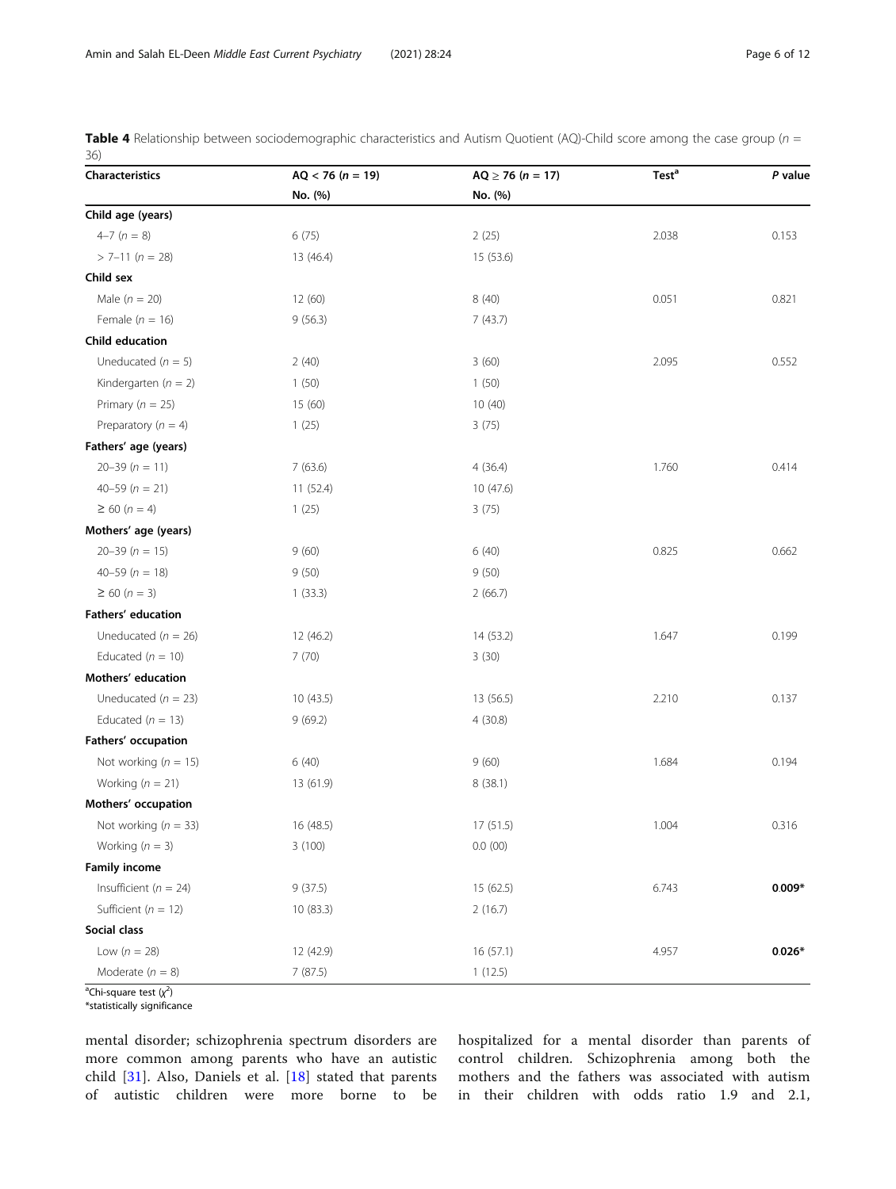**Table 4** Relationship between sociodemographic characteristics and Autism Quotient (AQ)-Child score among the case group ($n$ = 36)

| Characteristics | AQ < 76 ($n$ = 19) | AQ ≥ 76 ($n$ = 17) | Test[a] | $P$ value |
|---|---|---|---|---|
| | No. (%) | No. (%) | | |
| **Child age (years)** | | | | |
| 4–7 ($n$ = 8) | 6 (75) | 2 (25) | 2.038 | 0.153 |
| > 7–11 ($n$ = 28) | 13 (46.4) | 15 (53.6) | | |
| **Child sex** | | | | |
| Male ($n$ = 20) | 12 (60) | 8 (40) | 0.051 | 0.821 |
| Female ($n$ = 16) | 9 (56.3) | 7 (43.7) | | |
| **Child education** | | | | |
| Uneducated ($n$ = 5) | 2 (40) | 3 (60) | 2.095 | 0.552 |
| Kindergarten ($n$ = 2) | 1 (50) | 1 (50) | | |
| Primary ($n$ = 25) | 15 (60) | 10 (40) | | |
| Preparatory ($n$ = 4) | 1 (25) | 3 (75) | | |
| **Fathers' age (years)** | | | | |
| 20–39 ($n$ = 11) | 7 (63.6) | 4 (36.4) | 1.760 | 0.414 |
| 40–59 ($n$ = 21) | 11 (52.4) | 10 (47.6) | | |
| ≥ 60 ($n$ = 4) | 1 (25) | 3 (75) | | |
| **Mothers' age (years)** | | | | |
| 20–39 ($n$ = 15) | 9 (60) | 6 (40) | 0.825 | 0.662 |
| 40–59 ($n$ = 18) | 9 (50) | 9 (50) | | |
| ≥ 60 ($n$ = 3) | 1 (33.3) | 2 (66.7) | | |
| **Fathers' education** | | | | |
| Uneducated ($n$ = 26) | 12 (46.2) | 14 (53.2) | 1.647 | 0.199 |
| Educated ($n$ = 10) | 7 (70) | 3 (30) | | |
| **Mothers' education** | | | | |
| Uneducated ($n$ = 23) | 10 (43.5) | 13 (56.5) | 2.210 | 0.137 |
| Educated ($n$ = 13) | 9 (69.2) | 4 (30.8) | | |
| **Fathers' occupation** | | | | |
| Not working ($n$ = 15) | 6 (40) | 9 (60) | 1.684 | 0.194 |
| Working ($n$ = 21) | 13 (61.9) | 8 (38.1) | | |
| **Mothers' occupation** | | | | |
| Not working ($n$ = 33) | 16 (48.5) | 17 (51.5) | 1.004 | 0.316 |
| Working ($n$ = 3) | 3 (100) | 0.0 (00) | | |
| **Family income** | | | | |
| Insufficient ($n$ = 24) | 9 (37.5) | 15 (62.5) | 6.743 | **0.009*** |
| Sufficient ($n$ = 12) | 10 (83.3) | 2 (16.7) | | |
| **Social class** | | | | |
| Low ($n$ = 28) | 12 (42.9) | 16 (57.1) | 4.957 | **0.026*** |
| Moderate ($n$ = 8) | 7 (87.5) | 1 (12.5) | | |

[a]Chi-square test ($\chi^2$)
*statistically significance

mental disorder; schizophrenia spectrum disorders are more common among parents who have an autistic child [31]. Also, Daniels et al. [18] stated that parents of autistic children were more borne to be hospitalized for a mental disorder than parents of control children. Schizophrenia among both the mothers and the fathers was associated with autism in their children with odds ratio 1.9 and 2.1,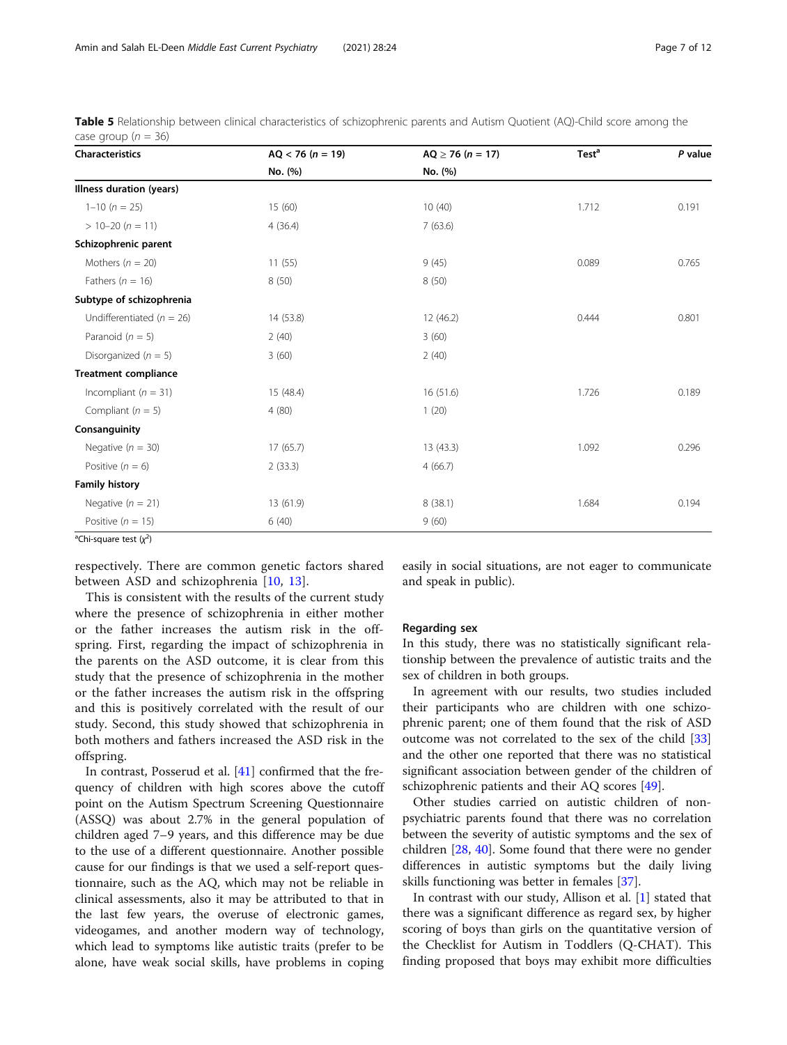**Table 5** Relationship between clinical characteristics of schizophrenic parents and Autism Quotient (AQ)-Child score among the case group ($n$ = 36)

| Characteristics | AQ < 76 ($n$ = 19) | AQ ≥ 76 ($n$ = 17) | Test[a] | *P* value |
|---|---|---|---|---|
| | No. (%) | No. (%) | | |
| **Illness duration (years)** | | | | |
| 1–10 ($n$ = 25) | 15 (60) | 10 (40) | 1.712 | 0.191 |
| > 10–20 ($n$ = 11) | 4 (36.4) | 7 (63.6) | | |
| **Schizophrenic parent** | | | | |
| Mothers ($n$ = 20) | 11 (55) | 9 (45) | 0.089 | 0.765 |
| Fathers ($n$ = 16) | 8 (50) | 8 (50) | | |
| **Subtype of schizophrenia** | | | | |
| Undifferentiated ($n$ = 26) | 14 (53.8) | 12 (46.2) | 0.444 | 0.801 |
| Paranoid ($n$ = 5) | 2 (40) | 3 (60) | | |
| Disorganized ($n$ = 5) | 3 (60) | 2 (40) | | |
| **Treatment compliance** | | | | |
| Incompliant ($n$ = 31) | 15 (48.4) | 16 (51.6) | 1.726 | 0.189 |
| Compliant ($n$ = 5) | 4 (80) | 1 (20) | | |
| **Consanguinity** | | | | |
| Negative ($n$ = 30) | 17 (65.7) | 13 (43.3) | 1.092 | 0.296 |
| Positive ($n$ = 6) | 2 (33.3) | 4 (66.7) | | |
| **Family history** | | | | |
| Negative ($n$ = 21) | 13 (61.9) | 8 (38.1) | 1.684 | 0.194 |
| Positive ($n$ = 15) | 6 (40) | 9 (60) | | |

[a]Chi-square test ($\chi^2$)

respectively. There are common genetic factors shared between ASD and schizophrenia [10, 13].

This is consistent with the results of the current study where the presence of schizophrenia in either mother or the father increases the autism risk in the offspring. First, regarding the impact of schizophrenia in the parents on the ASD outcome, it is clear from this study that the presence of schizophrenia in the mother or the father increases the autism risk in the offspring and this is positively correlated with the result of our study. Second, this study showed that schizophrenia in both mothers and fathers increased the ASD risk in the offspring.

In contrast, Posserud et al. [41] confirmed that the frequency of children with high scores above the cutoff point on the Autism Spectrum Screening Questionnaire (ASSQ) was about 2.7% in the general population of children aged 7–9 years, and this difference may be due to the use of a different questionnaire. Another possible cause for our findings is that we used a self-report questionnaire, such as the AQ, which may not be reliable in clinical assessments, also it may be attributed to that in the last few years, the overuse of electronic games, videogames, and another modern way of technology, which lead to symptoms like autistic traits (prefer to be alone, have weak social skills, have problems in coping easily in social situations, are not eager to communicate and speak in public).

### Regarding sex

In this study, there was no statistically significant relationship between the prevalence of autistic traits and the sex of children in both groups.

In agreement with our results, two studies included their participants who are children with one schizophrenic parent; one of them found that the risk of ASD outcome was not correlated to the sex of the child [33] and the other one reported that there was no statistical significant association between gender of the children of schizophrenic patients and their AQ scores [49].

Other studies carried on autistic children of non-psychiatric parents found that there was no correlation between the severity of autistic symptoms and the sex of children [28, 40]. Some found that there were no gender differences in autistic symptoms but the daily living skills functioning was better in females [37].

In contrast with our study, Allison et al. [1] stated that there was a significant difference as regard sex, by higher scoring of boys than girls on the quantitative version of the Checklist for Autism in Toddlers (Q-CHAT). This finding proposed that boys may exhibit more difficulties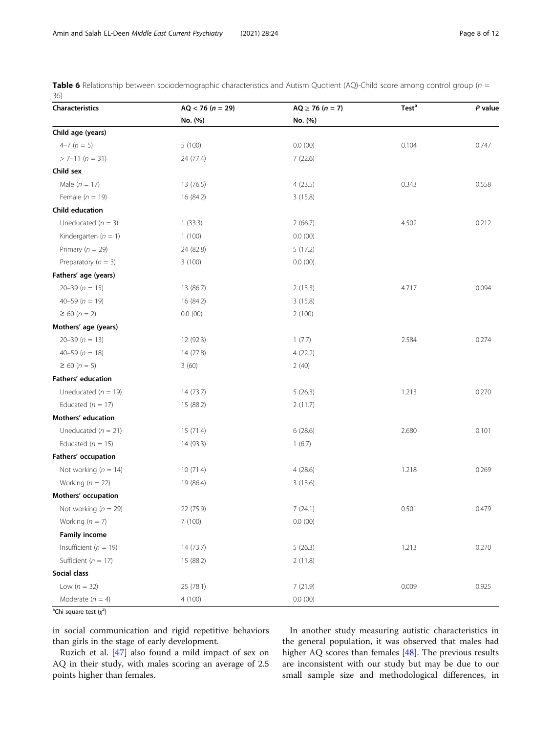**Table 6** Relationship between sociodemographic characteristics and Autism Quotient (AQ)-Child score among control group ($n$ = 36)

| Characteristics | AQ < 76 ($n$ = 29) | AQ ≥ 76 ($n$ = 7) | Test[a] | *P* value |
|---|---|---|---|---|
| | No. (%) | No. (%) | | |
| **Child age (years)** | | | | |
| 4–7 ($n$ = 5) | 5 (100) | 0.0 (00) | 0.104 | 0.747 |
| > 7–11 ($n$ = 31) | 24 (77.4) | 7 (22.6) | | |
| **Child sex** | | | | |
| Male ($n$ = 17) | 13 (76.5) | 4 (23.5) | 0.343 | 0.558 |
| Female ($n$ = 19) | 16 (84.2) | 3 (15.8) | | |
| **Child education** | | | | |
| Uneducated ($n$ = 3) | 1 (33.3) | 2 (66.7) | 4.502 | 0.212 |
| Kindergarten ($n$ = 1) | 1 (100) | 0.0 (00) | | |
| Primary ($n$ = 29) | 24 (82.8) | 5 (17.2) | | |
| Preparatory ($n$ = 3) | 3 (100) | 0.0 (00) | | |
| **Fathers' age (years)** | | | | |
| 20–39 ($n$ = 15) | 13 (86.7) | 2 (13.3) | 4.717 | 0.094 |
| 40–59 ($n$ = 19) | 16 (84.2) | 3 (15.8) | | |
| ≥ 60 ($n$ = 2) | 0.0 (00) | 2 (100) | | |
| **Mothers' age (years)** | | | | |
| 20–39 ($n$ = 13) | 12 (92.3) | 1 (7.7) | 2.584 | 0.274 |
| 40–59 ($n$ = 18) | 14 (77.8) | 4 (22.2) | | |
| ≥ 60 ($n$ = 5) | 3 (60) | 2 (40) | | |
| **Fathers' education** | | | | |
| Uneducated ($n$ = 19) | 14 (73.7) | 5 (26.3) | 1.213 | 0.270 |
| Educated ($n$ = 17) | 15 (88.2) | 2 (11.7) | | |
| **Mothers' education** | | | | |
| Uneducated ($n$ = 21) | 15 (71.4) | 6 (28.6) | 2.680 | 0.101 |
| Educated ($n$ = 15) | 14 (93.3) | 1 (6.7) | | |
| **Fathers' occupation** | | | | |
| Not working ($n$ = 14) | 10 (71.4) | 4 (28.6) | 1.218 | 0.269 |
| Working ($n$ = 22) | 19 (86.4) | 3 (13.6) | | |
| **Mothers' occupation** | | | | |
| Not working ($n$ = 29) | 22 (75.9) | 7 (24.1) | 0.501 | 0.479 |
| Working ($n$ = 7) | 7 (100) | 0.0 (00) | | |
| **Family income** | | | | |
| Insufficient ($n$ = 19) | 14 (73.7) | 5 (26.3) | 1.213 | 0.270 |
| Sufficient ($n$ = 17) | 15 (88.2) | 2 (11.8) | | |
| **Social class** | | | | |
| Low ($n$ = 32) | 25 (78.1) | 7 (21.9) | 0.009 | 0.925 |
| Moderate ($n$ = 4) | 4 (100) | 0.0 (00) | | |

[a]Chi-square test ($\chi^2$)

in social communication and rigid repetitive behaviors than girls in the stage of early development.

Ruzich et al. [47] also found a mild impact of sex on AQ in their study, with males scoring an average of 2.5 points higher than females.

In another study measuring autistic characteristics in the general population, it was observed that males had higher AQ scores than females [48]. The previous results are inconsistent with our study but may be due to our small sample size and methodological differences, in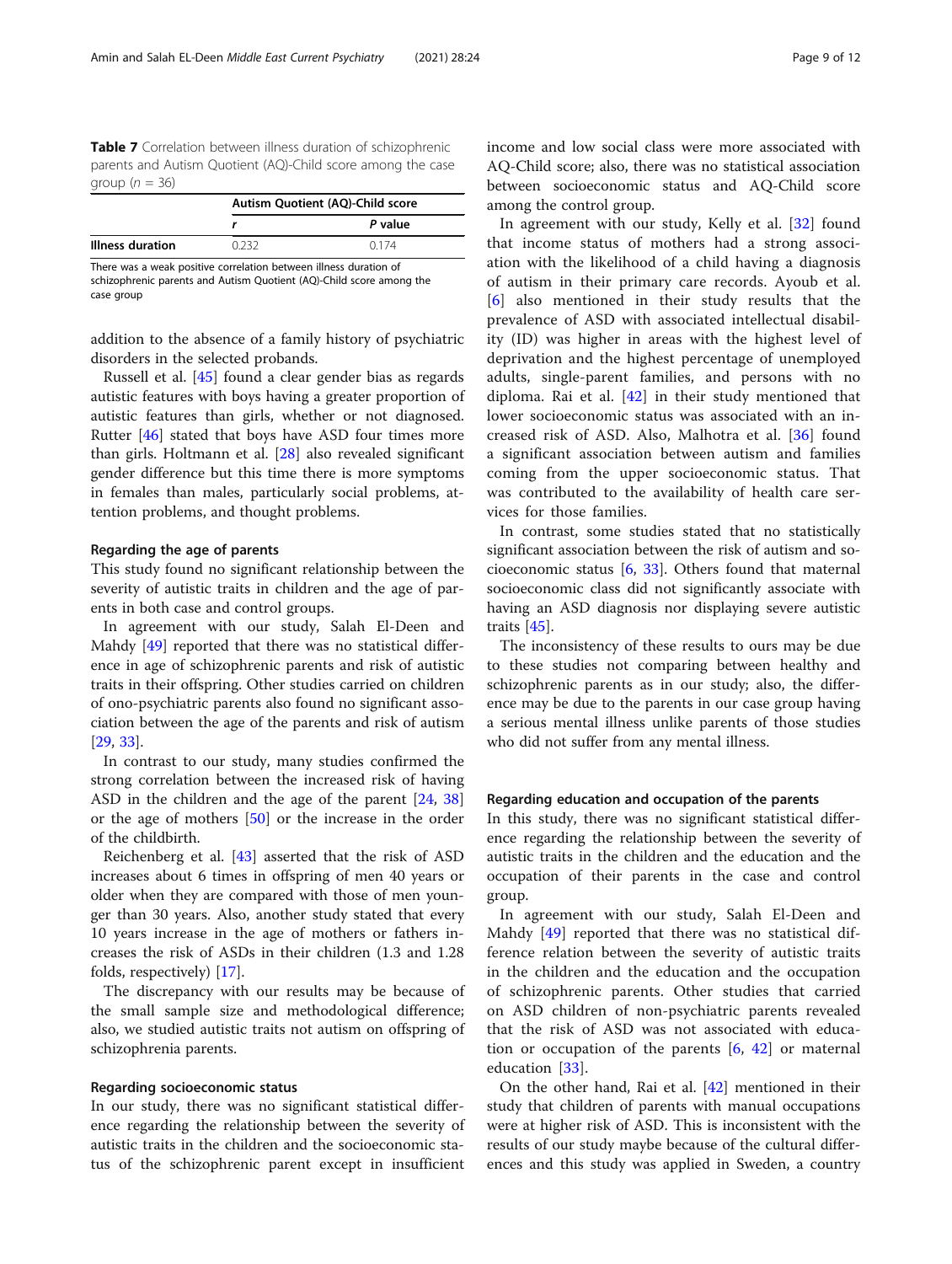**Table 7** Correlation between illness duration of schizophrenic parents and Autism Quotient (AQ)-Child score among the case group ($n = 36$)

| | Autism Quotient (AQ)-Child score | |
|---|---|---|
| | *r* | *P* value |
| **Illness duration** | 0.232 | 0.174 |

There was a weak positive correlation between illness duration of schizophrenic parents and Autism Quotient (AQ)-Child score among the case group

addition to the absence of a family history of psychiatric disorders in the selected probands.

Russell et al. [45] found a clear gender bias as regards autistic features with boys having a greater proportion of autistic features than girls, whether or not diagnosed. Rutter [46] stated that boys have ASD four times more than girls. Holtmann et al. [28] also revealed significant gender difference but this time there is more symptoms in females than males, particularly social problems, attention problems, and thought problems.

### Regarding the age of parents

This study found no significant relationship between the severity of autistic traits in children and the age of parents in both case and control groups.

In agreement with our study, Salah El-Deen and Mahdy [49] reported that there was no statistical difference in age of schizophrenic parents and risk of autistic traits in their offspring. Other studies carried on children of ono-psychiatric parents also found no significant association between the age of the parents and risk of autism [29, 33].

In contrast to our study, many studies confirmed the strong correlation between the increased risk of having ASD in the children and the age of the parent [24, 38] or the age of mothers [50] or the increase in the order of the childbirth.

Reichenberg et al. [43] asserted that the risk of ASD increases about 6 times in offspring of men 40 years or older when they are compared with those of men younger than 30 years. Also, another study stated that every 10 years increase in the age of mothers or fathers increases the risk of ASDs in their children (1.3 and 1.28 folds, respectively) [17].

The discrepancy with our results may be because of the small sample size and methodological difference; also, we studied autistic traits not autism on offspring of schizophrenia parents.

### Regarding socioeconomic status

In our study, there was no significant statistical difference regarding the relationship between the severity of autistic traits in the children and the socioeconomic status of the schizophrenic parent except in insufficient income and low social class were more associated with AQ-Child score; also, there was no statistical association between socioeconomic status and AQ-Child score among the control group.

In agreement with our study, Kelly et al. [32] found that income status of mothers had a strong association with the likelihood of a child having a diagnosis of autism in their primary care records. Ayoub et al. [6] also mentioned in their study results that the prevalence of ASD with associated intellectual disability (ID) was higher in areas with the highest level of deprivation and the highest percentage of unemployed adults, single-parent families, and persons with no diploma. Rai et al. [42] in their study mentioned that lower socioeconomic status was associated with an increased risk of ASD. Also, Malhotra et al. [36] found a significant association between autism and families coming from the upper socioeconomic status. That was contributed to the availability of health care services for those families.

In contrast, some studies stated that no statistically significant association between the risk of autism and socioeconomic status [6, 33]. Others found that maternal socioeconomic class did not significantly associate with having an ASD diagnosis nor displaying severe autistic traits [45].

The inconsistency of these results to ours may be due to these studies not comparing between healthy and schizophrenic parents as in our study; also, the difference may be due to the parents in our case group having a serious mental illness unlike parents of those studies who did not suffer from any mental illness.

### Regarding education and occupation of the parents

In this study, there was no significant statistical difference regarding the relationship between the severity of autistic traits in the children and the education and the occupation of their parents in the case and control group.

In agreement with our study, Salah El-Deen and Mahdy [49] reported that there was no statistical difference relation between the severity of autistic traits in the children and the education and the occupation of schizophrenic parents. Other studies that carried on ASD children of non-psychiatric parents revealed that the risk of ASD was not associated with education or occupation of the parents [6, 42] or maternal education [33].

On the other hand, Rai et al. [42] mentioned in their study that children of parents with manual occupations were at higher risk of ASD. This is inconsistent with the results of our study maybe because of the cultural differences and this study was applied in Sweden, a country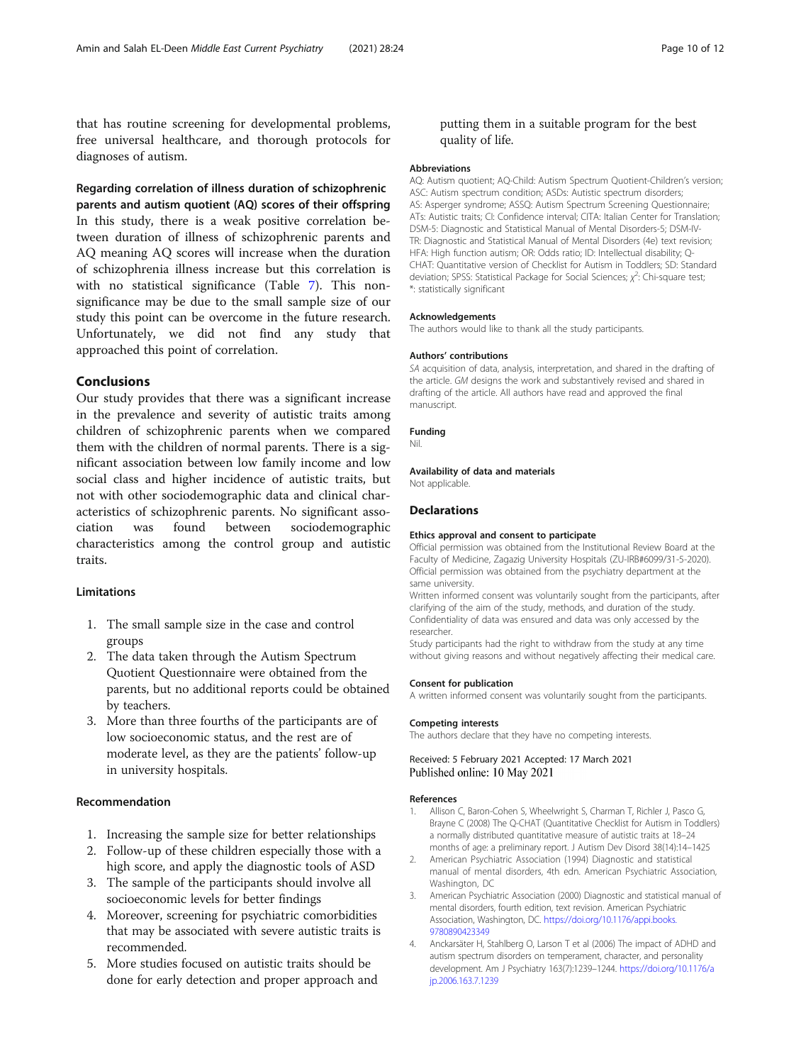that has routine screening for developmental problems, free universal healthcare, and thorough protocols for diagnoses of autism.

**Regarding correlation of illness duration of schizophrenic parents and autism quotient (AQ) scores of their offspring**

In this study, there is a weak positive correlation between duration of illness of schizophrenic parents and AQ meaning AQ scores will increase when the duration of schizophrenia illness increase but this correlation is with no statistical significance (Table 7). This non-significance may be due to the small sample size of our study this point can be overcome in the future research. Unfortunately, we did not find any study that approached this point of correlation.

## Conclusions

Our study provides that there was a significant increase in the prevalence and severity of autistic traits among children of schizophrenic parents when we compared them with the children of normal parents. There is a significant association between low family income and low social class and higher incidence of autistic traits, but not with other sociodemographic data and clinical characteristics of schizophrenic parents. No significant association was found between sociodemographic characteristics among the control group and autistic traits.

### Limitations

1. The small sample size in the case and control groups
2. The data taken through the Autism Spectrum Quotient Questionnaire were obtained from the parents, but no additional reports could be obtained by teachers.
3. More than three fourths of the participants are of low socioeconomic status, and the rest are of moderate level, as they are the patients' follow-up in university hospitals.

### Recommendation

1. Increasing the sample size for better relationships
2. Follow-up of these children especially those with a high score, and apply the diagnostic tools of ASD
3. The sample of the participants should involve all socioeconomic levels for better findings
4. Moreover, screening for psychiatric comorbidities that may be associated with severe autistic traits is recommended.
5. More studies focused on autistic traits should be done for early detection and proper approach and putting them in a suitable program for the best quality of life.

#### Abbreviations

AQ: Autism quotient; AQ-Child: Autism Spectrum Quotient-Children's version; ASC: Autism spectrum condition; ASDs: Autistic spectrum disorders; AS: Asperger syndrome; ASSQ: Autism Spectrum Screening Questionnaire; ATs: Autistic traits; CI: Confidence interval; CITA: Italian Center for Translation; DSM-5: Diagnostic and Statistical Manual of Mental Disorders-5; DSM-IV-TR: Diagnostic and Statistical Manual of Mental Disorders (4e) text revision; HFA: High function autism; OR: Odds ratio; ID: Intellectual disability; Q-CHAT: Quantitative version of Checklist for Autism in Toddlers; SD: Standard deviation; SPSS: Statistical Package for Social Sciences; $\chi^2$: Chi-square test; *: statistically significant

#### Acknowledgements

The authors would like to thank all the study participants.

#### Authors' contributions

*SA* acquisition of data, analysis, interpretation, and shared in the drafting of the article. *GM* designs the work and substantively revised and shared in drafting of the article. All authors have read and approved the final manuscript.

#### Funding

Nil.

#### Availability of data and materials

Not applicable.

### Declarations

#### Ethics approval and consent to participate

Official permission was obtained from the Institutional Review Board at the Faculty of Medicine, Zagazig University Hospitals (ZU-IRB#6099/31-5-2020). Official permission was obtained from the psychiatry department at the same university.

Written informed consent was voluntarily sought from the participants, after clarifying of the aim of the study, methods, and duration of the study. Confidentiality of data was ensured and data was only accessed by the researcher.

Study participants had the right to withdraw from the study at any time without giving reasons and without negatively affecting their medical care.

#### Consent for publication

A written informed consent was voluntarily sought from the participants.

#### Competing interests

The authors declare that they have no competing interests.

Received: 5 February 2021 Accepted: 17 March 2021
Published online: 10 May 2021

#### References

1. Allison C, Baron-Cohen S, Wheelwright S, Charman T, Richler J, Pasco G, Brayne C (2008) The Q-CHAT (Quantitative Checklist for Autism in Toddlers) a normally distributed quantitative measure of autistic traits at 18–24 months of age: a preliminary report. J Autism Dev Disord 38(14):14–1425
2. American Psychiatric Association (1994) Diagnostic and statistical manual of mental disorders, 4th edn. American Psychiatric Association, Washington, DC
3. American Psychiatric Association (2000) Diagnostic and statistical manual of mental disorders, fourth edition, text revision. American Psychiatric Association, Washington, DC. https://doi.org/10.1176/appi.books.9780890423349
4. Anckarsäter H, Stahlberg O, Larson T et al (2006) The impact of ADHD and autism spectrum disorders on temperament, character, and personality development. Am J Psychiatry 163(7):1239–1244. https://doi.org/10.1176/ajp.2006.163.7.1239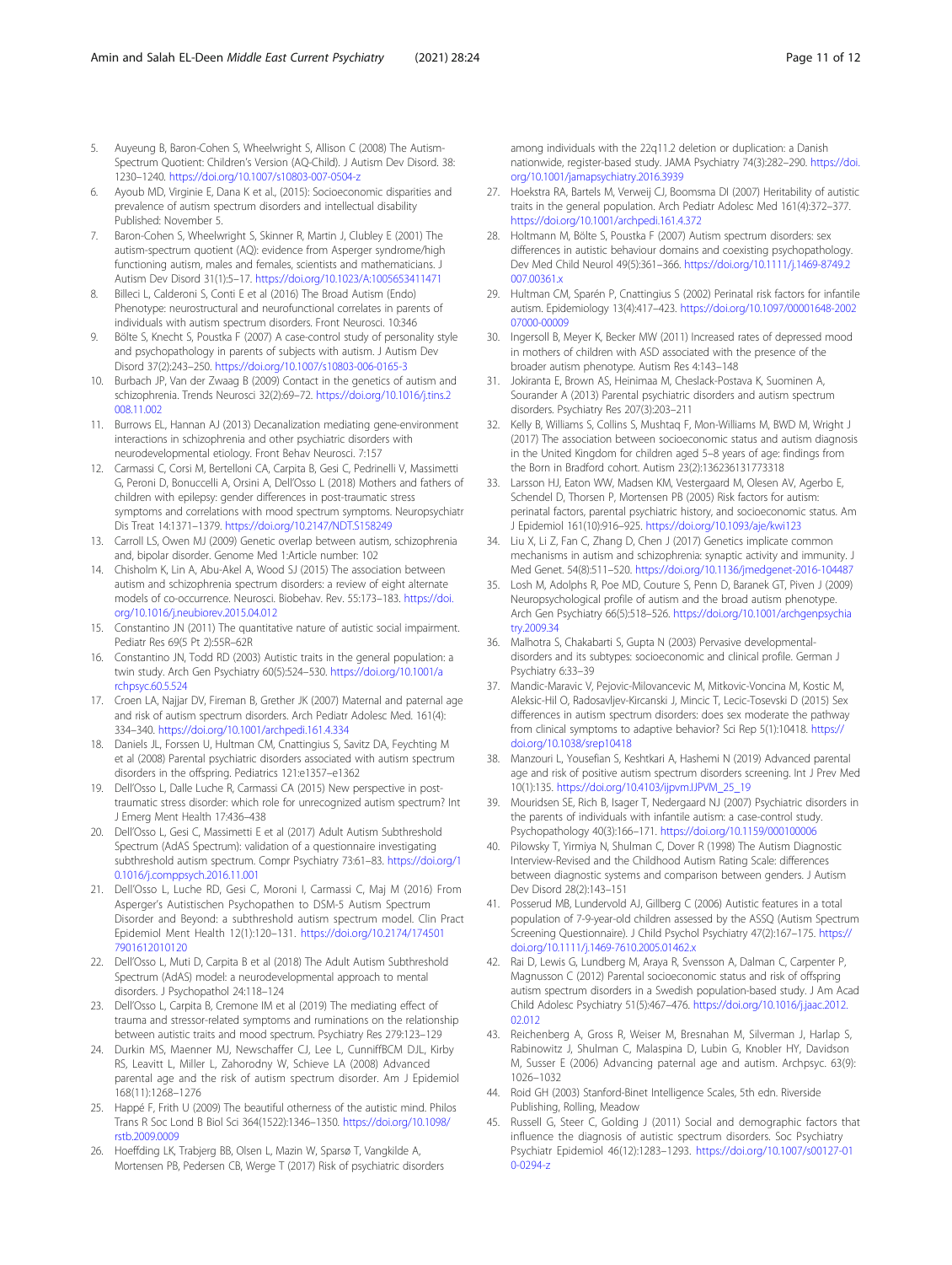5. Auyeung B, Baron-Cohen S, Wheelwright S, Allison C (2008) The Autism-Spectrum Quotient: Children's Version (AQ-Child). J Autism Dev Disord. 38: 1230–1240. https://doi.org/10.1007/s10803-007-0504-z
6. Ayoub MD, Virginie E, Dana K et al., (2015): Socioeconomic disparities and prevalence of autism spectrum disorders and intellectual disability Published: November 5.
7. Baron-Cohen S, Wheelwright S, Skinner R, Martin J, Clubley E (2001) The autism-spectrum quotient (AQ): evidence from Asperger syndrome/high functioning autism, males and females, scientists and mathematicians. J Autism Dev Disord 31(1):5–17. https://doi.org/10.1023/A:1005653411471
8. Billeci L, Calderoni S, Conti E et al (2016) The Broad Autism (Endo) Phenotype: neurostructural and neurofunctional correlates in parents of individuals with autism spectrum disorders. Front Neurosci. 10:346
9. Bölte S, Knecht S, Poustka F (2007) A case-control study of personality style and psychopathology in parents of subjects with autism. J Autism Dev Disord 37(2):243–250. https://doi.org/10.1007/s10803-006-0165-3
10. Burbach JP, Van der Zwaag B (2009) Contact in the genetics of autism and schizophrenia. Trends Neurosci 32(2):69–72. https://doi.org/10.1016/j.tins.2008.11.002
11. Burrows EL, Hannan AJ (2013) Decanalization mediating gene-environment interactions in schizophrenia and other psychiatric disorders with neurodevelopmental etiology. Front Behav Neurosci. 7:157
12. Carmassi C, Corsi M, Bertelloni CA, Carpita B, Gesi C, Pedrinelli V, Massimetti G, Peroni D, Bonuccelli A, Orsini A, Dell'Osso L (2018) Mothers and fathers of children with epilepsy: gender differences in post-traumatic stress symptoms and correlations with mood spectrum symptoms. Neuropsychiatr Dis Treat 14:1371–1379. https://doi.org/10.2147/NDT.S158249
13. Carroll LS, Owen MJ (2009) Genetic overlap between autism, schizophrenia and, bipolar disorder. Genome Med 1:Article number: 102
14. Chisholm K, Lin A, Abu-Akel A, Wood SJ (2015) The association between autism and schizophrenia spectrum disorders: a review of eight alternate models of co-occurrence. Neurosci. Biobehav. Rev. 55:173–183. https://doi.org/10.1016/j.neubiorev.2015.04.012
15. Constantino JN (2011) The quantitative nature of autistic social impairment. Pediatr Res 69(5 Pt 2):55R–62R
16. Constantino JN, Todd RD (2003) Autistic traits in the general population: a twin study. Arch Gen Psychiatry 60(5):524–530. https://doi.org/10.1001/archpsyc.60.5.524
17. Croen LA, Najjar DV, Fireman B, Grether JK (2007) Maternal and paternal age and risk of autism spectrum disorders. Arch Pediatr Adolesc Med. 161(4): 334–340. https://doi.org/10.1001/archpedi.161.4.334
18. Daniels JL, Forssen U, Hultman CM, Cnattingius S, Savitz DA, Feychting M et al (2008) Parental psychiatric disorders associated with autism spectrum disorders in the offspring. Pediatrics 121:e1357–e1362
19. Dell'Osso L, Dalle Luche R, Carmassi CA (2015) New perspective in post-traumatic stress disorder: which role for unrecognized autism spectrum? Int J Emerg Ment Health 17:436–438
20. Dell'Osso L, Gesi C, Massimetti E et al (2017) Adult Autism Subthreshold Spectrum (AdAS Spectrum): validation of a questionnaire investigating subthreshold autism spectrum. Compr Psychiatry 73:61–83. https://doi.org/10.1016/j.comppsych.2016.11.001
21. Dell'Osso L, Luche RD, Gesi C, Moroni I, Carmassi C, Maj M (2016) From Asperger's Autistischen Psychopathen to DSM-5 Autism Spectrum Disorder and Beyond: a subthreshold autism spectrum model. Clin Pract Epidemiol Ment Health 12(1):120–131. https://doi.org/10.2174/1745017901612010120
22. Dell'Osso L, Muti D, Carpita B et al (2018) The Adult Autism Subthreshold Spectrum (AdAS) model: a neurodevelopmental approach to mental disorders. J Psychopathol 24:118–124
23. Dell'Osso L, Carpita B, Cremone IM et al (2019) The mediating effect of trauma and stressor-related symptoms and ruminations on the relationship between autistic traits and mood spectrum. Psychiatry Res 279:123–129
24. Durkin MS, Maenner MJ, Newschaffer CJ, Lee L, CunniffBCM DJL, Kirby RS, Leavitt L, Miller L, Zahorodny W, Schieve LA (2008) Advanced parental age and the risk of autism spectrum disorder. Am J Epidemiol 168(11):1268–1276
25. Happé F, Frith U (2009) The beautiful otherness of the autistic mind. Philos Trans R Soc Lond B Biol Sci 364(1522):1346–1350. https://doi.org/10.1098/rstb.2009.0009
26. Hoeffding LK, Trabjerg BB, Olsen L, Mazin W, Sparsø T, Vangkilde A, Mortensen PB, Pedersen CB, Werge T (2017) Risk of psychiatric disorders among individuals with the 22q11.2 deletion or duplication: a Danish nationwide, register-based study. JAMA Psychiatry 74(3):282–290. https://doi.org/10.1001/jamapsychiatry.2016.3939
27. Hoekstra RA, Bartels M, Verweij CJ, Boomsma DI (2007) Heritability of autistic traits in the general population. Arch Pediatr Adolesc Med 161(4):372–377. https://doi.org/10.1001/archpedi.161.4.372
28. Holtmann M, Bölte S, Poustka F (2007) Autism spectrum disorders: sex differences in autistic behaviour domains and coexisting psychopathology. Dev Med Child Neurol 49(5):361–366. https://doi.org/10.1111/j.1469-8749.2007.00361.x
29. Hultman CM, Sparén P, Cnattingius S (2002) Perinatal risk factors for infantile autism. Epidemiology 13(4):417–423. https://doi.org/10.1097/00001648-200207000-00009
30. Ingersoll B, Meyer K, Becker MW (2011) Increased rates of depressed mood in mothers of children with ASD associated with the presence of the broader autism phenotype. Autism Res 4:143–148
31. Jokiranta E, Brown AS, Heinimaa M, Cheslack-Postava K, Suominen A, Sourander A (2013) Parental psychiatric disorders and autism spectrum disorders. Psychiatry Res 207(3):203–211
32. Kelly B, Williams S, Collins S, Mushtaq F, Mon-Williams M, BWD M, Wright J (2017) The association between socioeconomic status and autism diagnosis in the United Kingdom for children aged 5–8 years of age: findings from the Born in Bradford cohort. Autism 23(2):136236131773318
33. Larsson HJ, Eaton WW, Madsen KM, Vestergaard M, Olesen AV, Agerbo E, Schendel D, Thorsen P, Mortensen PB (2005) Risk factors for autism: perinatal factors, parental psychiatric history, and socioeconomic status. Am J Epidemiol 161(10):916–925. https://doi.org/10.1093/aje/kwi123
34. Liu X, Li Z, Fan C, Zhang D, Chen J (2017) Genetics implicate common mechanisms in autism and schizophrenia: synaptic activity and immunity. J Med Genet. 54(8):511–520. https://doi.org/10.1136/jmedgenet-2016-104487
35. Losh M, Adolphs R, Poe MD, Couture S, Penn D, Baranek GT, Piven J (2009) Neuropsychological profile of autism and the broad autism phenotype. Arch Gen Psychiatry 66(5):518–526. https://doi.org/10.1001/archgenpsychiatry.2009.34
36. Malhotra S, Chakabarti S, Gupta N (2003) Pervasive developmental-disorders and its subtypes: socioeconomic and clinical profile. German J Psychiatry 6:33–39
37. Mandic-Maravic V, Pejovic-Milovancevic M, Mitkovic-Voncina M, Kostic M, Aleksic-Hil O, Radosavljev-Kircanski J, Mincic T, Lecic-Tosevski D (2015) Sex differences in autism spectrum disorders: does sex moderate the pathway from clinical symptoms to adaptive behavior? Sci Rep 5(1):10418. https://doi.org/10.1038/srep10418
38. Manzouri L, Yousefian S, Keshtkari A, Hashemi N (2019) Advanced parental age and risk of positive autism spectrum disorders screening. Int J Prev Med 10(1):135. https://doi.org/10.4103/ijpvm.IJPVM_25_19
39. Mouridsen SE, Rich B, Isager T, Nedergaard NJ (2007) Psychiatric disorders in the parents of individuals with infantile autism: a case-control study. Psychopathology 40(3):166–171. https://doi.org/10.1159/000100006
40. Pilowsky T, Yirmiya N, Shulman C, Dover R (1998) The Autism Diagnostic Interview-Revised and the Childhood Autism Rating Scale: differences between diagnostic systems and comparison between genders. J Autism Dev Disord 28(2):143–151
41. Posserud MB, Lundervold AJ, Gillberg C (2006) Autistic features in a total population of 7-9-year-old children assessed by the ASSQ (Autism Spectrum Screening Questionnaire). J Child Psychol Psychiatry 47(2):167–175. https://doi.org/10.1111/j.1469-7610.2005.01462.x
42. Rai D, Lewis G, Lundberg M, Araya R, Svensson A, Dalman C, Carpenter P, Magnusson C (2012) Parental socioeconomic status and risk of offspring autism spectrum disorders in a Swedish population-based study. J Am Acad Child Adolesc Psychiatry 51(5):467–476. https://doi.org/10.1016/j.jaac.2012.02.012
43. Reichenberg A, Gross R, Weiser M, Bresnahan M, Silverman J, Harlap S, Rabinowitz J, Shulman C, Malaspina D, Lubin G, Knobler HY, Davidson M, Susser E (2006) Advancing paternal age and autism. Archpsyc. 63(9): 1026–1032
44. Roid GH (2003) Stanford-Binet Intelligence Scales, 5th edn. Riverside Publishing, Rolling, Meadow
45. Russell G, Steer C, Golding J (2011) Social and demographic factors that influence the diagnosis of autistic spectrum disorders. Soc Psychiatry Psychiatr Epidemiol 46(12):1283–1293. https://doi.org/10.1007/s00127-010-0294-z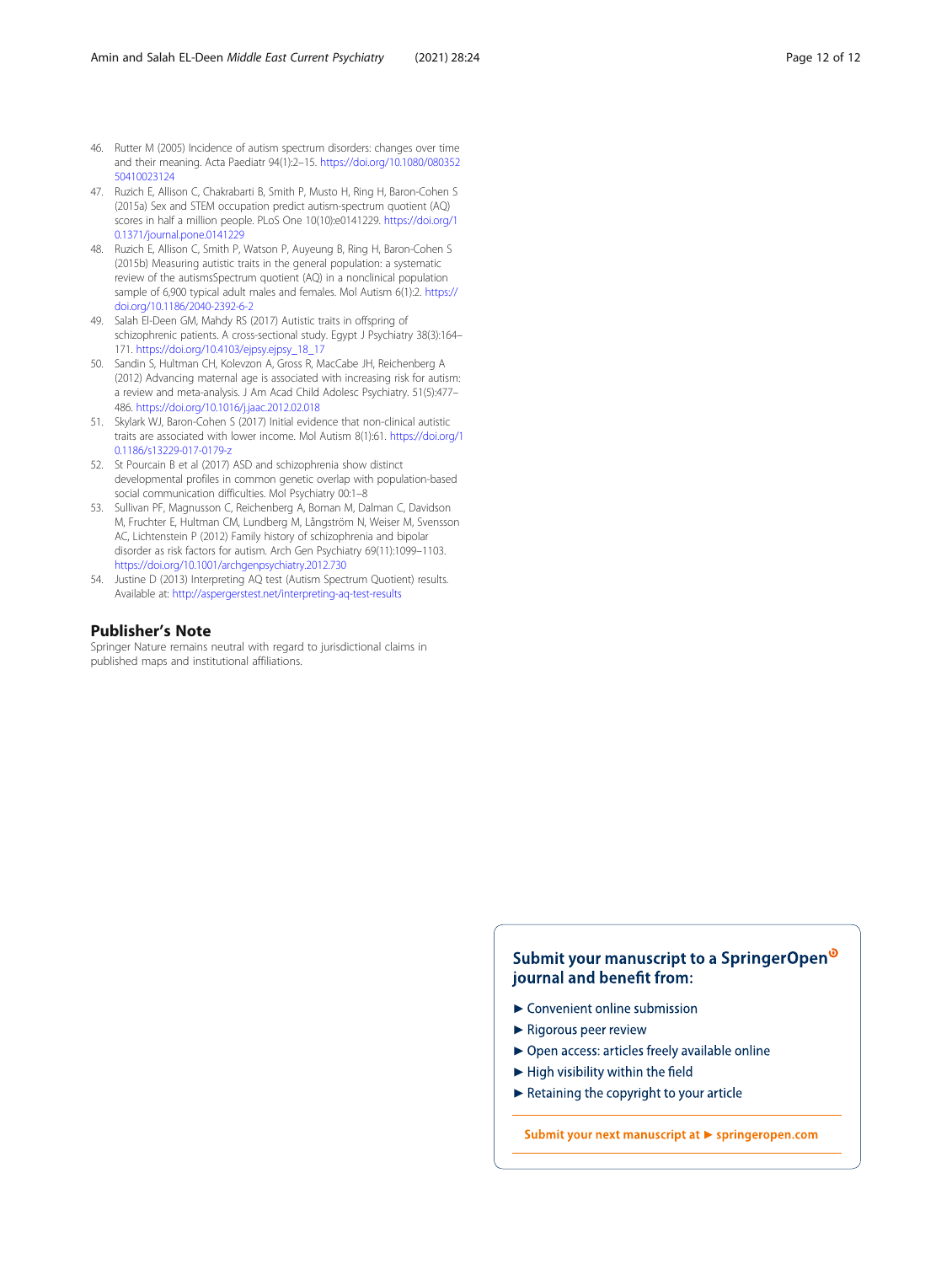46. Rutter M (2005) Incidence of autism spectrum disorders: changes over time and their meaning. Acta Paediatr 94(1):2–15. https://doi.org/10.1080/08035250410023124
47. Ruzich E, Allison C, Chakrabarti B, Smith P, Musto H, Ring H, Baron-Cohen S (2015a) Sex and STEM occupation predict autism-spectrum quotient (AQ) scores in half a million people. PLoS One 10(10):e0141229. https://doi.org/10.1371/journal.pone.0141229
48. Ruzich E, Allison C, Smith P, Watson P, Auyeung B, Ring H, Baron-Cohen S (2015b) Measuring autistic traits in the general population: a systematic review of the autismsSpectrum quotient (AQ) in a nonclinical population sample of 6,900 typical adult males and females. Mol Autism 6(1):2. https://doi.org/10.1186/2040-2392-6-2
49. Salah El-Deen GM, Mahdy RS (2017) Autistic traits in offspring of schizophrenic patients. A cross-sectional study. Egypt J Psychiatry 38(3):164–171. https://doi.org/10.4103/ejpsy.ejpsy_18_17
50. Sandin S, Hultman CH, Kolevzon A, Gross R, MacCabe JH, Reichenberg A (2012) Advancing maternal age is associated with increasing risk for autism: a review and meta-analysis. J Am Acad Child Adolesc Psychiatry. 51(5):477–486. https://doi.org/10.1016/j.jaac.2012.02.018
51. Skylark WJ, Baron-Cohen S (2017) Initial evidence that non-clinical autistic traits are associated with lower income. Mol Autism 8(1):61. https://doi.org/10.1186/s13229-017-0179-z
52. St Pourcain B et al (2017) ASD and schizophrenia show distinct developmental profiles in common genetic overlap with population-based social communication difficulties. Mol Psychiatry 00:1–8
53. Sullivan PF, Magnusson C, Reichenberg A, Boman M, Dalman C, Davidson M, Fruchter E, Hultman CM, Lundberg M, Långström N, Weiser M, Svensson AC, Lichtenstein P (2012) Family history of schizophrenia and bipolar disorder as risk factors for autism. Arch Gen Psychiatry 69(11):1099–1103. https://doi.org/10.1001/archgenpsychiatry.2012.730
54. Justine D (2013) Interpreting AQ test (Autism Spectrum Quotient) results. Available at: http://aspergerstest.net/interpreting-aq-test-results

## Publisher's Note

Springer Nature remains neutral with regard to jurisdictional claims in published maps and institutional affiliations.

**Submit your manuscript to a SpringerOpen journal and benefit from:**

- Convenient online submission
- Rigorous peer review
- Open access: articles freely available online
- High visibility within the field
- Retaining the copyright to your article

**Submit your next manuscript at ▶ springeropen.com**